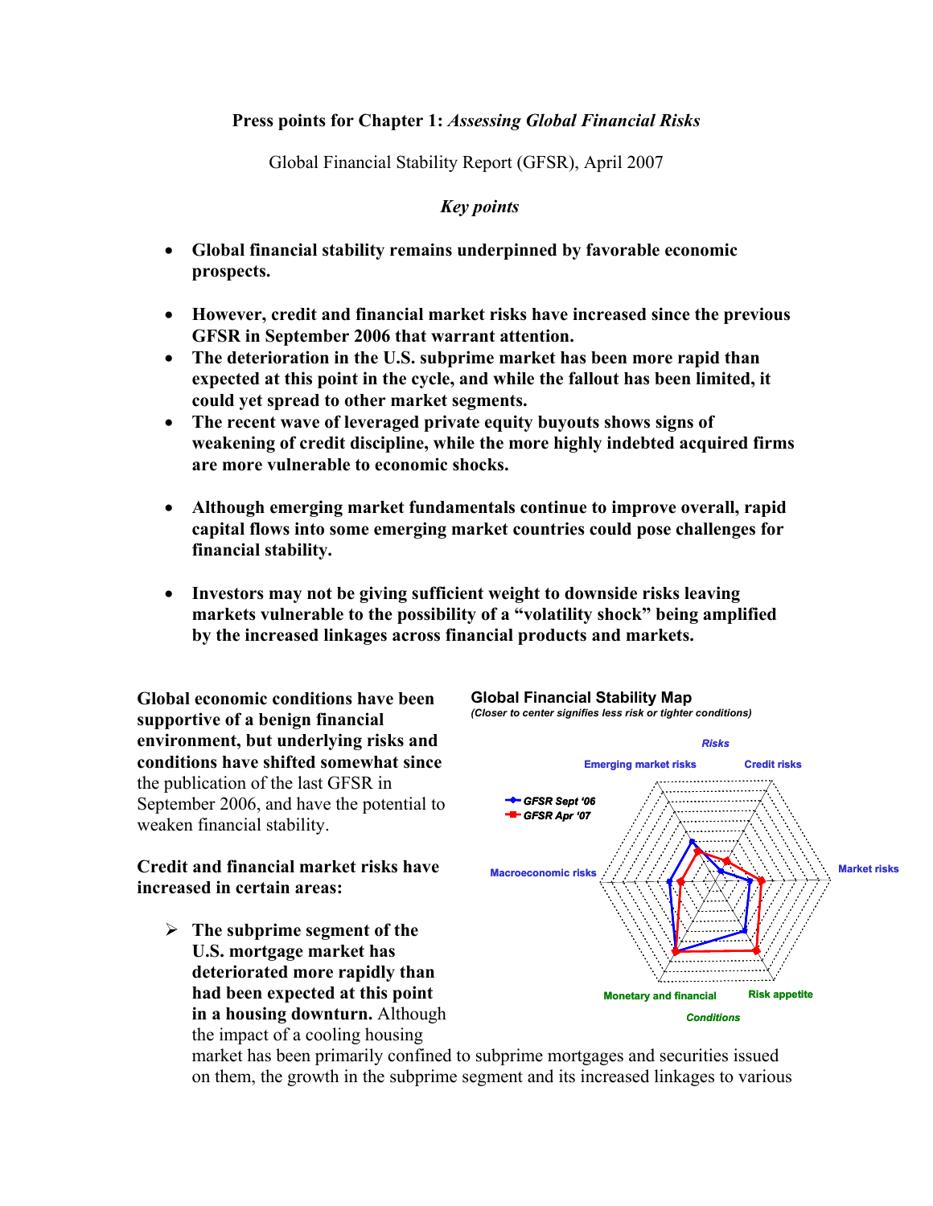# Press points for Chapter 1: *Assessing Global Financial Risks*

Global Financial Stability Report (GFSR), April 2007

*Key points*

- **Global financial stability remains underpinned by favorable economic prospects.**
- **However, credit and financial market risks have increased since the previous GFSR in September 2006 that warrant attention.**
- **The deterioration in the U.S. subprime market has been more rapid than expected at this point in the cycle, and while the fallout has been limited, it could yet spread to other market segments.**
- **The recent wave of leveraged private equity buyouts shows signs of weakening of credit discipline, while the more highly indebted acquired firms are more vulnerable to economic shocks.**
- **Although emerging market fundamentals continue to improve overall, rapid capital flows into some emerging market countries could pose challenges for financial stability.**
- **Investors may not be giving sufficient weight to downside risks leaving markets vulnerable to the possibility of a "volatility shock" being amplified by the increased linkages across financial products and markets.**

**Global economic conditions have been supportive of a benign financial environment, but underlying risks and conditions have shifted somewhat since** the publication of the last GFSR in September 2006, and have the potential to weaken financial stability.

**Global Financial Stability Map**
*(Closer to center signifies less risk or tighter conditions)*

**Credit and financial market risks have increased in certain areas:**

- **The subprime segment of the U.S. mortgage market has deteriorated more rapidly than had been expected at this point in a housing downturn.** Although the impact of a cooling housing market has been primarily confined to subprime mortgages and securities issued on them, the growth in the subprime segment and its increased linkages to various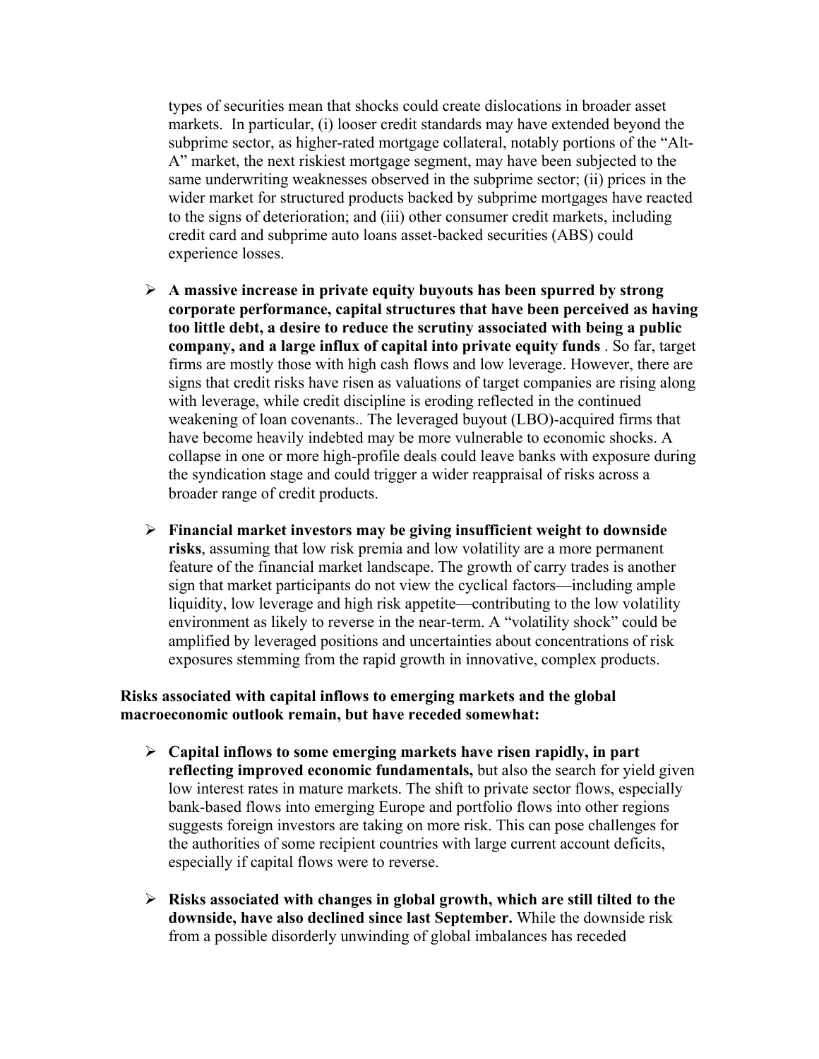types of securities mean that shocks could create dislocations in broader asset markets. In particular, (i) looser credit standards may have extended beyond the subprime sector, as higher-rated mortgage collateral, notably portions of the "Alt-A" market, the next riskiest mortgage segment, may have been subjected to the same underwriting weaknesses observed in the subprime sector; (ii) prices in the wider market for structured products backed by subprime mortgages have reacted to the signs of deterioration; and (iii) other consumer credit markets, including credit card and subprime auto loans asset-backed securities (ABS) could experience losses.

- **A massive increase in private equity buyouts has been spurred by strong corporate performance, capital structures that have been perceived as having too little debt, a desire to reduce the scrutiny associated with being a public company, and a large influx of capital into private equity funds** . So far, target firms are mostly those with high cash flows and low leverage. However, there are signs that credit risks have risen as valuations of target companies are rising along with leverage, while credit discipline is eroding reflected in the continued weakening of loan covenants.. The leveraged buyout (LBO)-acquired firms that have become heavily indebted may be more vulnerable to economic shocks. A collapse in one or more high-profile deals could leave banks with exposure during the syndication stage and could trigger a wider reappraisal of risks across a broader range of credit products.

- **Financial market investors may be giving insufficient weight to downside risks**, assuming that low risk premia and low volatility are a more permanent feature of the financial market landscape. The growth of carry trades is another sign that market participants do not view the cyclical factors—including ample liquidity, low leverage and high risk appetite—contributing to the low volatility environment as likely to reverse in the near-term. A "volatility shock" could be amplified by leveraged positions and uncertainties about concentrations of risk exposures stemming from the rapid growth in innovative, complex products.

**Risks associated with capital inflows to emerging markets and the global macroeconomic outlook remain, but have receded somewhat:**

- **Capital inflows to some emerging markets have risen rapidly, in part reflecting improved economic fundamentals,** but also the search for yield given low interest rates in mature markets. The shift to private sector flows, especially bank-based flows into emerging Europe and portfolio flows into other regions suggests foreign investors are taking on more risk. This can pose challenges for the authorities of some recipient countries with large current account deficits, especially if capital flows were to reverse.

- **Risks associated with changes in global growth, which are still tilted to the downside, have also declined since last September.** While the downside risk from a possible disorderly unwinding of global imbalances has receded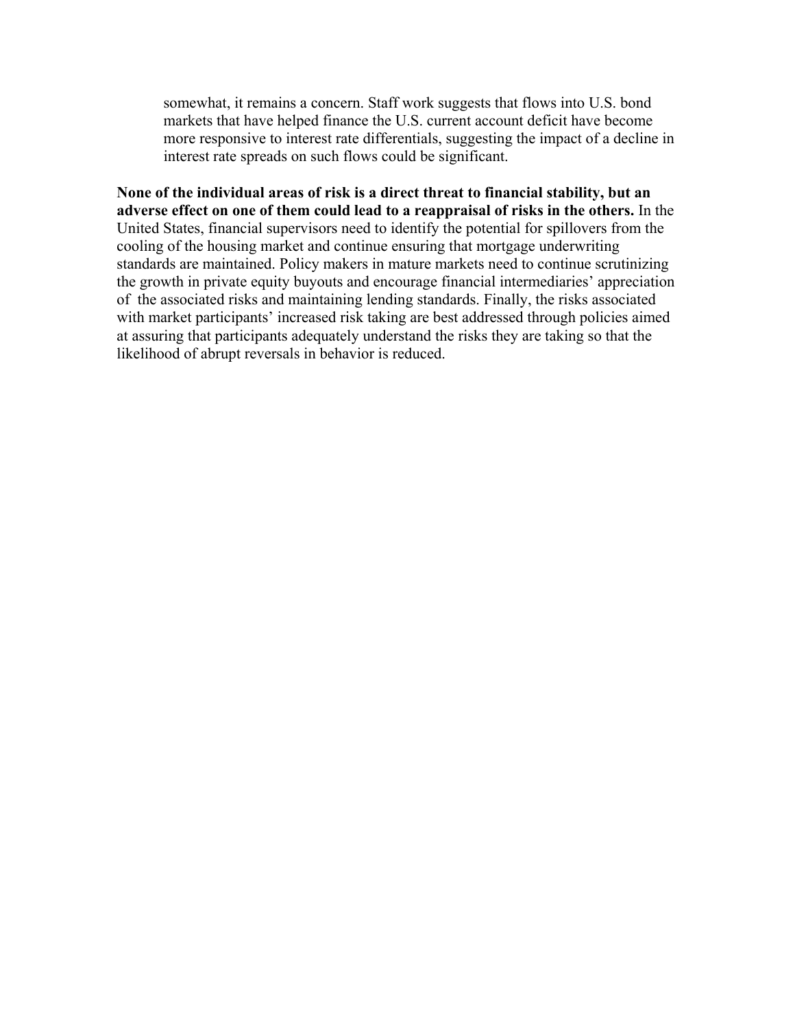somewhat, it remains a concern. Staff work suggests that flows into U.S. bond markets that have helped finance the U.S. current account deficit have become more responsive to interest rate differentials, suggesting the impact of a decline in interest rate spreads on such flows could be significant.

**None of the individual areas of risk is a direct threat to financial stability, but an adverse effect on one of them could lead to a reappraisal of risks in the others.** In the United States, financial supervisors need to identify the potential for spillovers from the cooling of the housing market and continue ensuring that mortgage underwriting standards are maintained. Policy makers in mature markets need to continue scrutinizing the growth in private equity buyouts and encourage financial intermediaries' appreciation of the associated risks and maintaining lending standards. Finally, the risks associated with market participants' increased risk taking are best addressed through policies aimed at assuring that participants adequately understand the risks they are taking so that the likelihood of abrupt reversals in behavior is reduced.